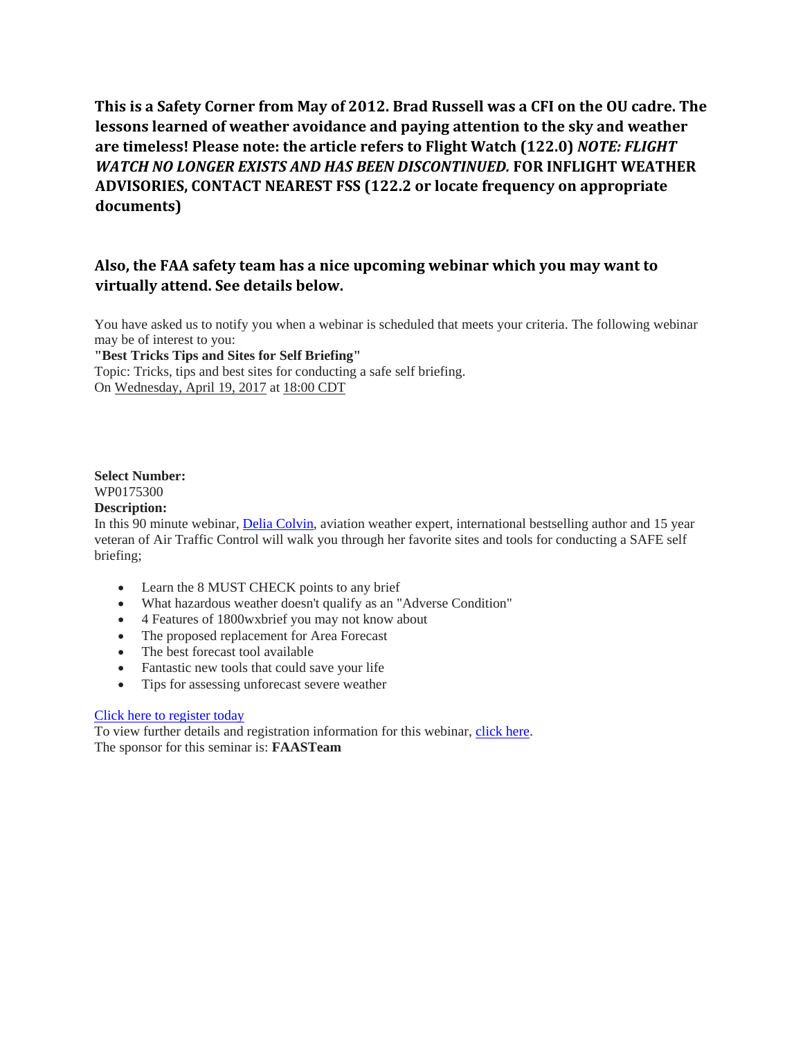**This is a Safety Corner from May of 2012. Brad Russell was a CFI on the OU cadre. The lessons learned of weather avoidance and paying attention to the sky and weather are timeless! Please note: the article refers to Flight Watch (122.0) *NOTE: FLIGHT WATCH NO LONGER EXISTS AND HAS BEEN DISCONTINUED.* FOR INFLIGHT WEATHER ADVISORIES, CONTACT NEAREST FSS (122.2 or locate frequency on appropriate documents)**

**Also, the FAA safety team has a nice upcoming webinar which you may want to virtually attend. See details below.**

You have asked us to notify you when a webinar is scheduled that meets your criteria. The following webinar may be of interest to you:

**"Best Tricks Tips and Sites for Self Briefing"**

Topic: Tricks, tips and best sites for conducting a safe self briefing.

On Wednesday, April 19, 2017 at 18:00 CDT

**Select Number:**

WP0175300

**Description:**

In this 90 minute webinar, Delia Colvin, aviation weather expert, international bestselling author and 15 year veteran of Air Traffic Control will walk you through her favorite sites and tools for conducting a SAFE self briefing;

- Learn the 8 MUST CHECK points to any brief
- What hazardous weather doesn't qualify as an "Adverse Condition"
- 4 Features of 1800wxbrief you may not know about
- The proposed replacement for Area Forecast
- The best forecast tool available
- Fantastic new tools that could save your life
- Tips for assessing unforecast severe weather

Click here to register today

To view further details and registration information for this webinar, click here.

The sponsor for this seminar is: **FAASTeam**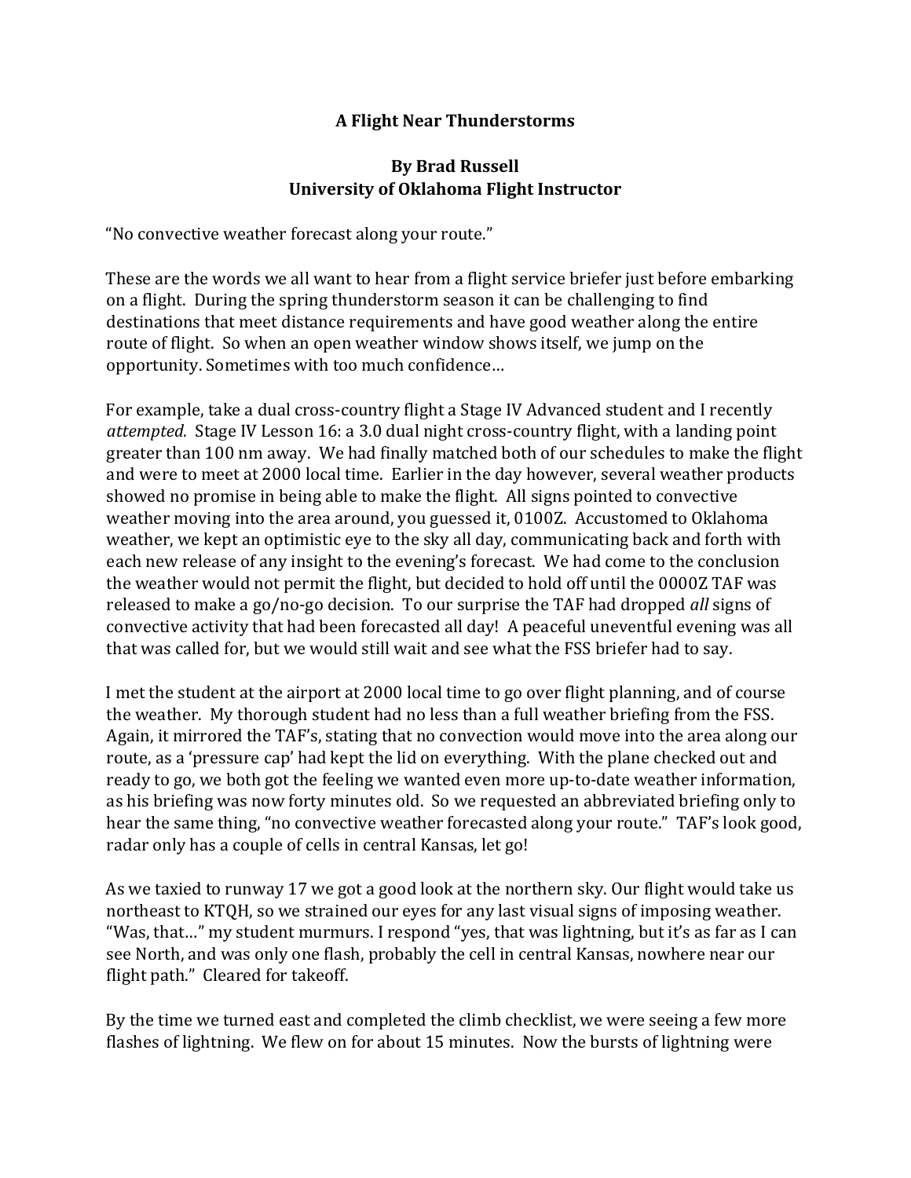**A Flight Near Thunderstorms**

**By Brad Russell**
**University of Oklahoma Flight Instructor**

"No convective weather forecast along your route."

These are the words we all want to hear from a flight service briefer just before embarking on a flight. During the spring thunderstorm season it can be challenging to find destinations that meet distance requirements and have good weather along the entire route of flight. So when an open weather window shows itself, we jump on the opportunity. Sometimes with too much confidence…

For example, take a dual cross-country flight a Stage IV Advanced student and I recently *attempted.* Stage IV Lesson 16: a 3.0 dual night cross-country flight, with a landing point greater than 100 nm away. We had finally matched both of our schedules to make the flight and were to meet at 2000 local time. Earlier in the day however, several weather products showed no promise in being able to make the flight. All signs pointed to convective weather moving into the area around, you guessed it, 0100Z. Accustomed to Oklahoma weather, we kept an optimistic eye to the sky all day, communicating back and forth with each new release of any insight to the evening's forecast. We had come to the conclusion the weather would not permit the flight, but decided to hold off until the 0000Z TAF was released to make a go/no-go decision. To our surprise the TAF had dropped *all* signs of convective activity that had been forecasted all day! A peaceful uneventful evening was all that was called for, but we would still wait and see what the FSS briefer had to say.

I met the student at the airport at 2000 local time to go over flight planning, and of course the weather. My thorough student had no less than a full weather briefing from the FSS. Again, it mirrored the TAF's, stating that no convection would move into the area along our route, as a 'pressure cap' had kept the lid on everything. With the plane checked out and ready to go, we both got the feeling we wanted even more up-to-date weather information, as his briefing was now forty minutes old. So we requested an abbreviated briefing only to hear the same thing, "no convective weather forecasted along your route." TAF's look good, radar only has a couple of cells in central Kansas, let go!

As we taxied to runway 17 we got a good look at the northern sky. Our flight would take us northeast to KTQH, so we strained our eyes for any last visual signs of imposing weather. "Was, that…" my student murmurs. I respond "yes, that was lightning, but it's as far as I can see North, and was only one flash, probably the cell in central Kansas, nowhere near our flight path." Cleared for takeoff.

By the time we turned east and completed the climb checklist, we were seeing a few more flashes of lightning. We flew on for about 15 minutes. Now the bursts of lightning were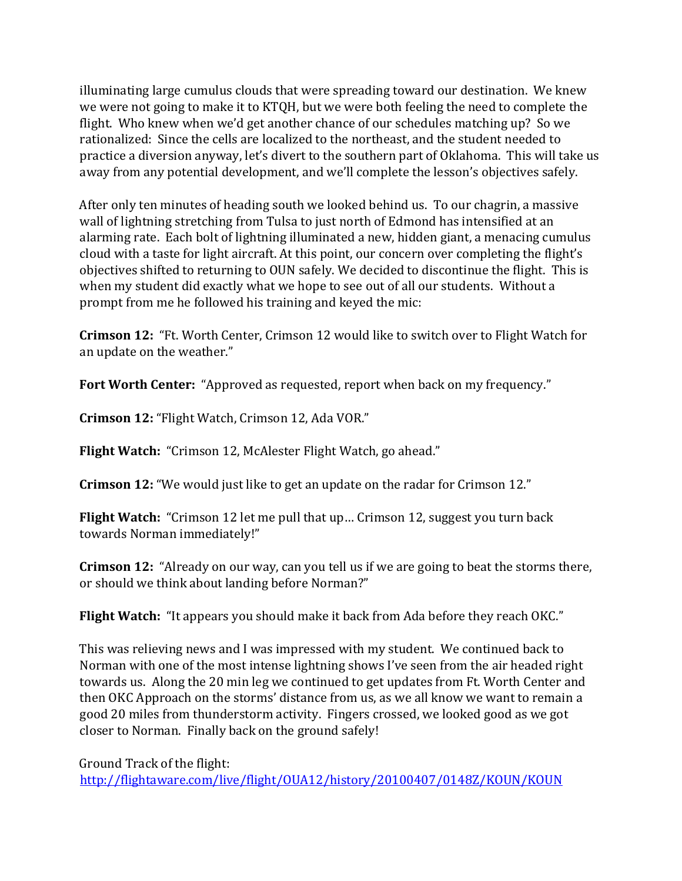illuminating large cumulus clouds that were spreading toward our destination. We knew we were not going to make it to KTQH, but we were both feeling the need to complete the flight. Who knew when we'd get another chance of our schedules matching up? So we rationalized: Since the cells are localized to the northeast, and the student needed to practice a diversion anyway, let's divert to the southern part of Oklahoma. This will take us away from any potential development, and we'll complete the lesson's objectives safely.

After only ten minutes of heading south we looked behind us. To our chagrin, a massive wall of lightning stretching from Tulsa to just north of Edmond has intensified at an alarming rate. Each bolt of lightning illuminated a new, hidden giant, a menacing cumulus cloud with a taste for light aircraft. At this point, our concern over completing the flight's objectives shifted to returning to OUN safely. We decided to discontinue the flight. This is when my student did exactly what we hope to see out of all our students. Without a prompt from me he followed his training and keyed the mic:

**Crimson 12:** "Ft. Worth Center, Crimson 12 would like to switch over to Flight Watch for an update on the weather."

**Fort Worth Center:** "Approved as requested, report when back on my frequency."

**Crimson 12:** "Flight Watch, Crimson 12, Ada VOR."

**Flight Watch:** "Crimson 12, McAlester Flight Watch, go ahead."

**Crimson 12:** "We would just like to get an update on the radar for Crimson 12."

**Flight Watch:** "Crimson 12 let me pull that up… Crimson 12, suggest you turn back towards Norman immediately!"

**Crimson 12:** "Already on our way, can you tell us if we are going to beat the storms there, or should we think about landing before Norman?"

**Flight Watch:** "It appears you should make it back from Ada before they reach OKC."

This was relieving news and I was impressed with my student. We continued back to Norman with one of the most intense lightning shows I've seen from the air headed right towards us. Along the 20 min leg we continued to get updates from Ft. Worth Center and then OKC Approach on the storms' distance from us, as we all know we want to remain a good 20 miles from thunderstorm activity. Fingers crossed, we looked good as we got closer to Norman. Finally back on the ground safely!

Ground Track of the flight:
[http://flightaware.com/live/flight/OUA12/history/20100407/0148Z/KOUN/KOUN](http://flightaware.com/live/flight/OUA12/history/20100407/0148Z/KOUN/KOUN)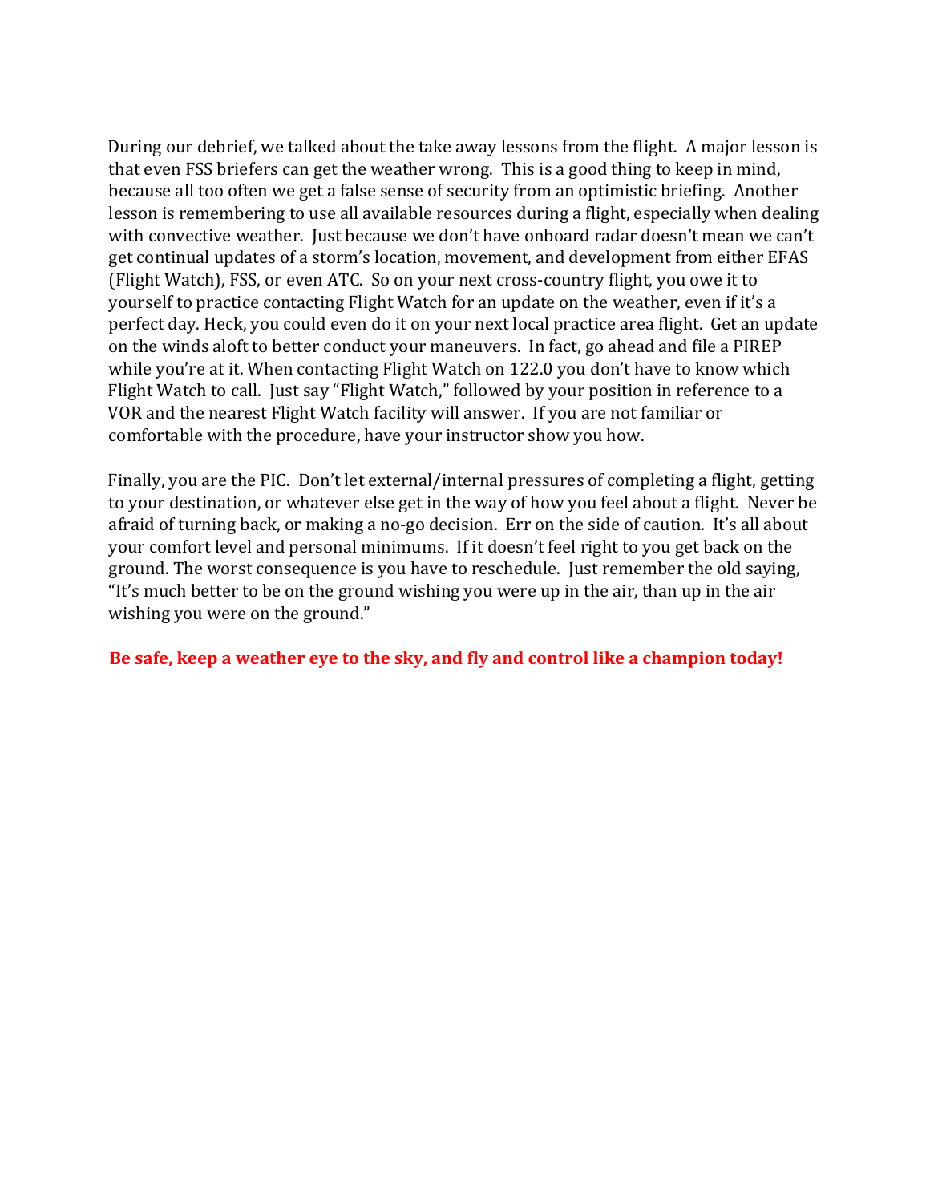During our debrief, we talked about the take away lessons from the flight. A major lesson is that even FSS briefers can get the weather wrong. This is a good thing to keep in mind, because all too often we get a false sense of security from an optimistic briefing. Another lesson is remembering to use all available resources during a flight, especially when dealing with convective weather. Just because we don't have onboard radar doesn't mean we can't get continual updates of a storm's location, movement, and development from either EFAS (Flight Watch), FSS, or even ATC. So on your next cross-country flight, you owe it to yourself to practice contacting Flight Watch for an update on the weather, even if it's a perfect day. Heck, you could even do it on your next local practice area flight. Get an update on the winds aloft to better conduct your maneuvers. In fact, go ahead and file a PIREP while you're at it. When contacting Flight Watch on 122.0 you don't have to know which Flight Watch to call. Just say "Flight Watch," followed by your position in reference to a VOR and the nearest Flight Watch facility will answer. If you are not familiar or comfortable with the procedure, have your instructor show you how.

Finally, you are the PIC. Don't let external/internal pressures of completing a flight, getting to your destination, or whatever else get in the way of how you feel about a flight. Never be afraid of turning back, or making a no-go decision. Err on the side of caution. It's all about your comfort level and personal minimums. If it doesn't feel right to you get back on the ground. The worst consequence is you have to reschedule. Just remember the old saying, "It's much better to be on the ground wishing you were up in the air, than up in the air wishing you were on the ground."

**Be safe, keep a weather eye to the sky, and fly and control like a champion today!**